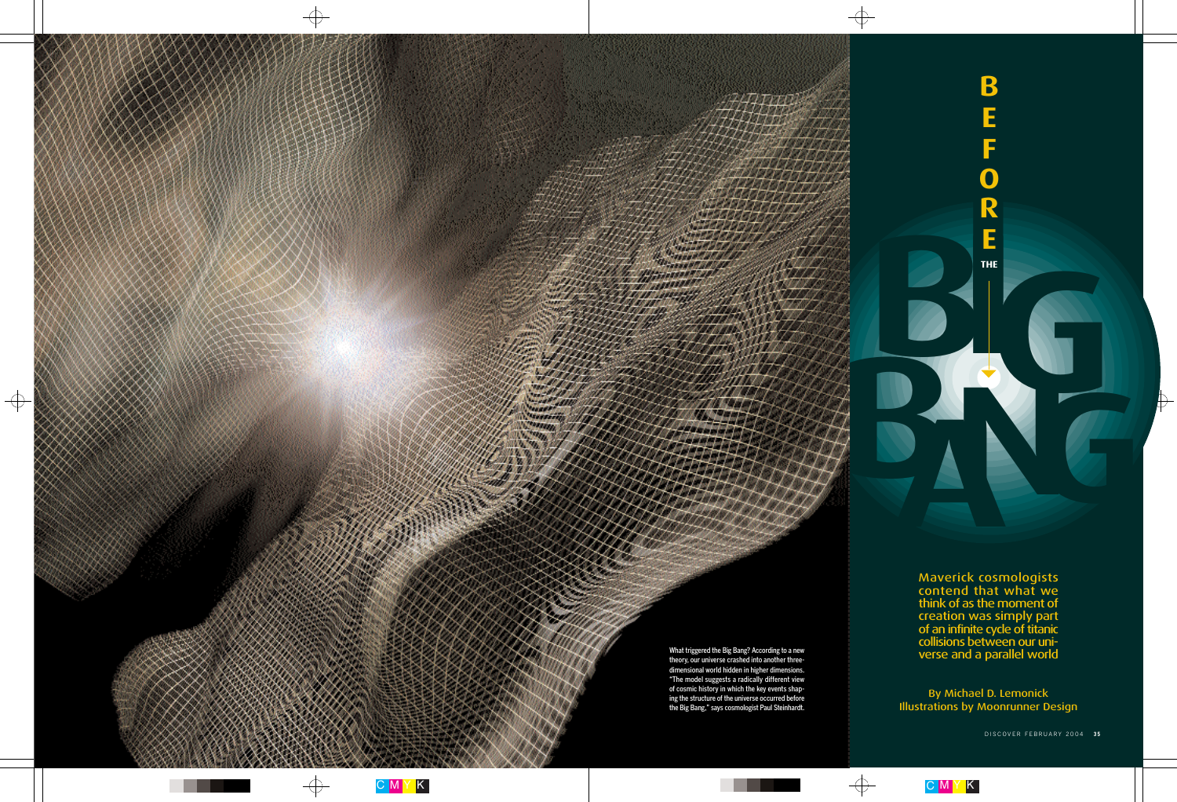# BEFORE THE BIG BANG

Maverick cosmologists contend that what we think of as the moment of creation was simply part of an infinite cycle of titanic collisions between our universe and a parallel world

By Michael D. Lemonick
Illustrations by Moonrunner Design

What triggered the Big Bang? According to a new theory, our universe crashed into another three-dimensional world hidden in higher dimensions. "The model suggests a radically different view of cosmic history in which the key events shaping the structure of the universe occurred before the Big Bang," says cosmologist Paul Steinhardt.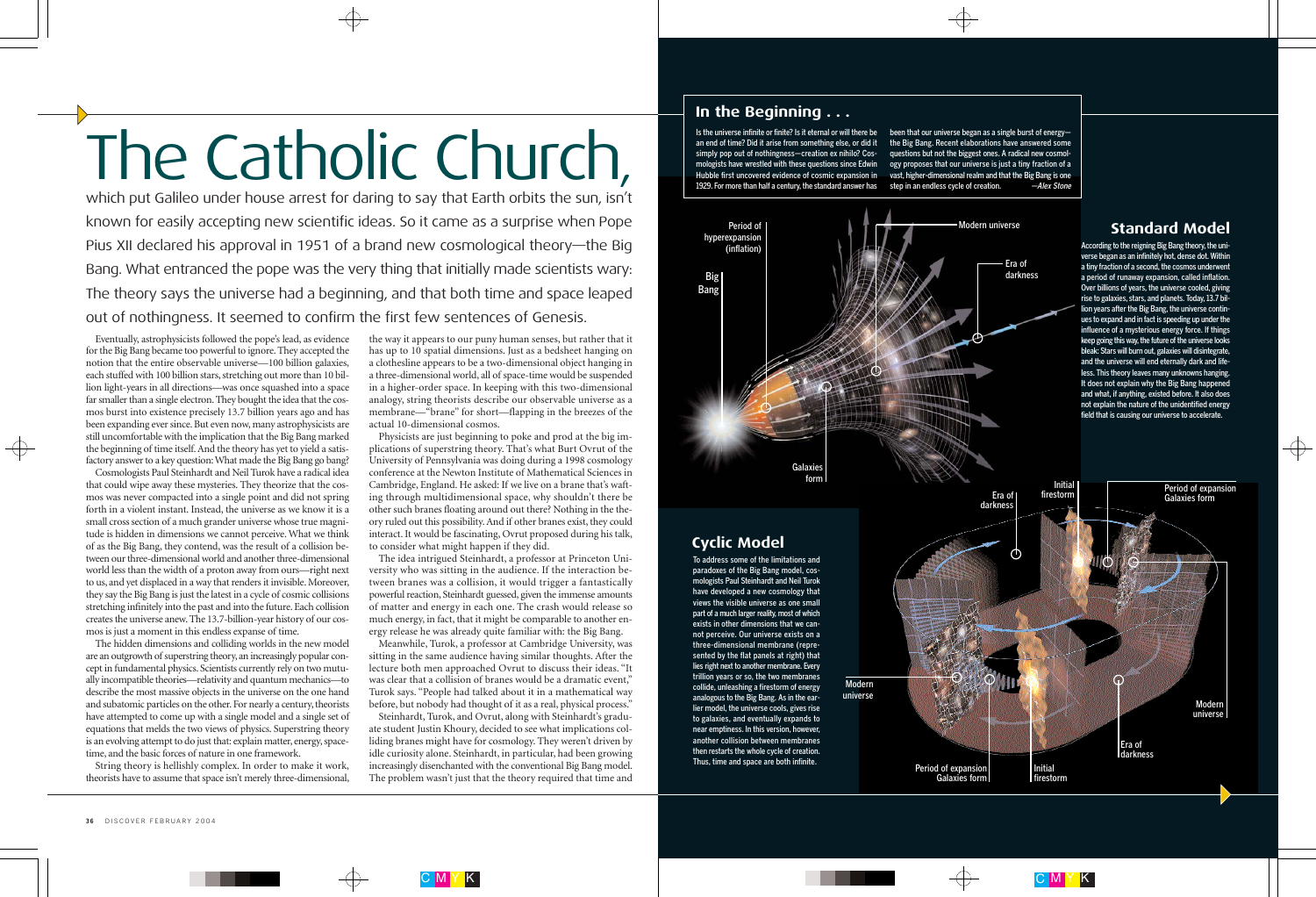# The Catholic Church,

which put Galileo under house arrest for daring to say that Earth orbits the sun, isn't known for easily accepting new scientific ideas. So it came as a surprise when Pope Pius XII declared his approval in 1951 of a brand new cosmological theory—the Big Bang. What entranced the pope was the very thing that initially made scientists wary: The theory says the universe had a beginning, and that both time and space leaped out of nothingness. It seemed to confirm the first few sentences of Genesis.

Eventually, astrophysicists followed the pope's lead, as evidence for the Big Bang became too powerful to ignore. They accepted the notion that the entire observable universe—100 billion galaxies, each stuffed with 100 billion stars, stretching out more than 10 billion light-years in all directions—was once squashed into a space far smaller than a single electron. They bought the idea that the cosmos burst into existence precisely 13.7 billion years ago and has been expanding ever since. But even now, many astrophysicists are still uncomfortable with the implication that the Big Bang marked the beginning of time itself. And the theory has yet to yield a satisfactory answer to a key question: What made the Big Bang go bang?

Cosmologists Paul Steinhardt and Neil Turok have a radical idea that could wipe away these mysteries. They theorize that the cosmos was never compacted into a single point and did not spring forth in a violent instant. Instead, the universe as we know it is a small cross section of a much grander universe whose true magnitude is hidden in dimensions we cannot perceive. What we think of as the Big Bang, they contend, was the result of a collision between our three-dimensional world and another three-dimensional world less than the width of a proton away from ours—right next to us, and yet displaced in a way that renders it invisible. Moreover, they say the Big Bang is just the latest in a cycle of cosmic collisions stretching infinitely into the past and into the future. Each collision creates the universe anew. The 13.7-billion-year history of our cosmos is just a moment in this endless expanse of time.

The hidden dimensions and colliding worlds in the new model are an outgrowth of superstring theory, an increasingly popular concept in fundamental physics. Scientists currently rely on two mutually incompatible theories—relativity and quantum mechanics—to describe the most massive objects in the universe on the one hand and subatomic particles on the other. For nearly a century, theorists have attempted to come up with a single model and a single set of equations that melds the two views of physics. Superstring theory is an evolving attempt to do just that: explain matter, energy, spacetime, and the basic forces of nature in one framework.

String theory is hellishly complex. In order to make it work, theorists have to assume that space isn't merely three-dimensional, the way it appears to our puny human senses, but rather that it has up to 10 spatial dimensions. Just as a bedsheet hanging on a clothesline appears to be a two-dimensional object hanging in a three-dimensional world, all of space-time would be suspended in a higher-order space. In keeping with this two-dimensional analogy, string theorists describe our observable universe as a membrane—"brane" for short—flapping in the breezes of the actual 10-dimensional cosmos.

Physicists are just beginning to poke and prod at the big implications of superstring theory. That's what Burt Ovrut of the University of Pennsylvania was doing during a 1998 cosmology conference at the Newton Institute of Mathematical Sciences in Cambridge, England. He asked: If we live on a brane that's wafting through multidimensional space, why shouldn't there be other such branes floating around out there? Nothing in the theory ruled out this possibility. And if other branes exist, they could interact. It would be fascinating, Ovrut proposed during his talk, to consider what might happen if they did.

The idea intrigued Steinhardt, a professor at Princeton University who was sitting in the audience. If the interaction between branes was a collision, it would trigger a fantastically powerful reaction, Steinhardt guessed, given the immense amounts of matter and energy in each one. The crash would release so much energy, in fact, that it might be comparable to another energy release he was already quite familiar with: the Big Bang.

Meanwhile, Turok, a professor at Cambridge University, was sitting in the same audience having similar thoughts. After the lecture both men approached Ovrut to discuss their ideas. "It was clear that a collision of branes would be a dramatic event," Turok says. "People had talked about it in a mathematical way before, but nobody had thought of it as a real, physical process."

Steinhardt, Turok, and Ovrut, along with Steinhardt's graduate student Justin Khoury, decided to see what implications colliding branes might have for cosmology. They weren't driven by idle curiosity alone. Steinhardt, in particular, had been growing increasingly disenchanted with the conventional Big Bang model. The problem wasn't just that the theory required that time and

## In the Beginning . . .

Is the universe infinite or finite? Is it eternal or will there be an end of time? Did it arise from something else, or did it simply pop out of nothingness—creation ex nihilo? Cosmologists have wrestled with these questions since Edwin Hubble first uncovered evidence of cosmic expansion in 1929. For more than half a century, the standard answer has been that our universe began as a single burst of energy—the Big Bang. Recent elaborations have answered some questions but not the biggest ones. A radical new cosmology proposes that our universe is just a tiny fraction of a vast, higher-dimensional realm and that the Big Bang is one step in an endless cycle of creation. *—Alex Stone*

Big Bang · Period of hyperexpansion (inflation) · Galaxies form · Era of darkness · Modern universe

### Standard Model

According to the reigning Big Bang theory, the universe began as an infinitely hot, dense dot. Within a tiny fraction of a second, the cosmos underwent a period of runaway expansion, called inflation. Over billions of years, the universe cooled, giving rise to galaxies, stars, and planets. Today, 13.7 billion years after the Big Bang, the universe continues to expand and in fact is speeding up under the influence of a mysterious energy force. If things keep going this way, the future of the universe looks bleak: Stars will burn out, galaxies will disintegrate, and the universe will end eternally dark and lifeless. This theory leaves many unknowns hanging. It does not explain why the Big Bang happened and what, if anything, existed before. It also does not explain the nature of the unidentified energy field that is causing our universe to accelerate.

### Cyclic Model

To address some of the limitations and paradoxes of the Big Bang model, cosmologists Paul Steinhardt and Neil Turok have developed a new cosmology that views the visible universe as one small part of a much larger reality, most of which exists in other dimensions that we cannot perceive. Our universe exists on a three-dimensional membrane (represented by the flat panels at right) that lies right next to another membrane. Every trillion years or so, the two membranes collide, unleashing a firestorm of energy analogous to the Big Bang. As in the earlier model, the universe cools, gives rise to galaxies, and eventually expands to near emptiness. In this version, however, another collision between membranes then restarts the whole cycle of creation. Thus, time and space are both infinite.

Era of darkness · Initial firestorm · Period of expansion Galaxies form · Modern universe · Era of darkness · Period of expansion Galaxies form · Initial firestorm · Modern universe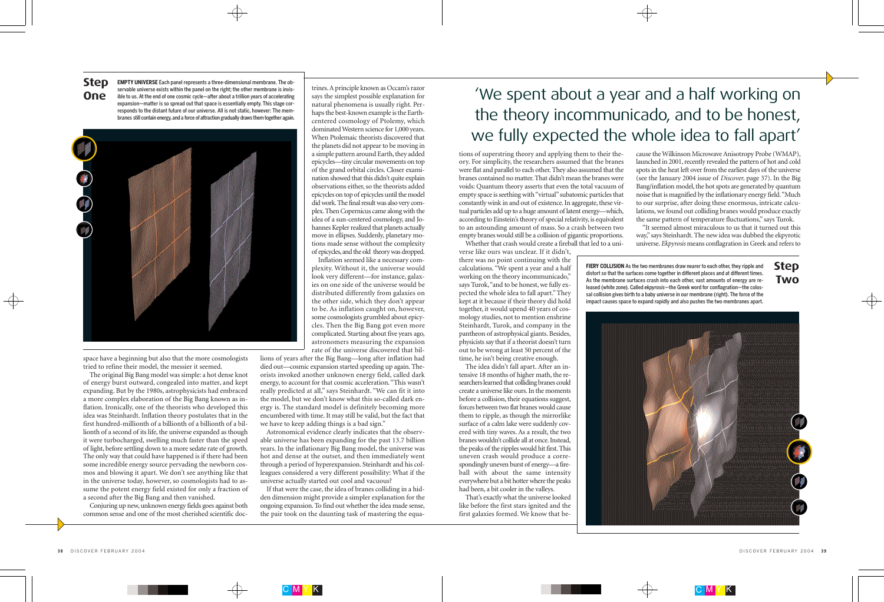## Step One

**EMPTY UNIVERSE** Each panel represents a three-dimensional membrane. The observable universe exists within the panel on the right; the other membrane is invisible to us. At the end of one cosmic cycle—after about a trillion years of accelerating expansion—matter is so spread out that space is essentially empty. This stage corresponds to the distant future of our universe. All is not static, however: The membranes still contain energy, and a force of attraction gradually draws them together again.

space have a beginning but also that the more cosmologists tried to refine their model, the messier it seemed.

The original Big Bang model was simple: a hot dense knot of energy burst outward, congealed into matter, and kept expanding. But by the 1980s, astrophysicists had embraced a more complex elaboration of the Big Bang known as inflation. Ironically, one of the theorists who developed this idea was Steinhardt. Inflation theory postulates that in the first hundred-millionth of a billionth of a billionth of a billionth of a second of its life, the universe expanded as though it were turbocharged, swelling much faster than the speed of light, before settling down to a more sedate rate of growth. The only way that could have happened is if there had been some incredible energy source pervading the newborn cosmos and blowing it apart. We don't see anything like that in the universe today, however, so cosmologists had to assume the potent energy field existed for only a fraction of a second after the Big Bang and then vanished.

Conjuring up new, unknown energy fields goes against both common sense and one of the most cherished scientific doctrines. A principle known as Occam's razor says the simplest possible explanation for natural phenomena is usually right. Perhaps the best-known example is the Earth-centered cosmology of Ptolemy, which dominated Western science for 1,000 years. When Ptolemaic theorists discovered that the planets did not appear to be moving in a simple pattern around Earth, they added epicycles—tiny circular movements on top of the grand orbital circles. Closer examination showed that this didn't quite explain observations either, so the theorists added epicycles on top of epicycles until the model did work. The final result was also very complex. Then Copernicus came along with the idea of a sun-centered cosmology, and Johannes Kepler realized that planets actually move in ellipses. Suddenly, planetary motions made sense without the complexity of epicycles, and the old theory was dropped.

Inflation seemed like a necessary complexity. Without it, the universe would look very different—for instance, galaxies on one side of the universe would be distributed differently from galaxies on the other side, which they don't appear to be. As inflation caught on, however, some cosmologists grumbled about epicycles. Then the Big Bang got even more complicated. Starting about five years ago, astronomers measuring the expansion rate of the universe discovered that billions of years after the Big Bang—long after inflation had died out—cosmic expansion started speeding up again. Theorists invoked another unknown energy field, called dark energy, to account for that cosmic acceleration. "This wasn't really predicted at all," says Steinhardt. "We can fit it into the model, but we don't know what this so-called dark energy is. The standard model is definitely becoming more encumbered with time. It may still be valid, but the fact that we have to keep adding things is a bad sign."

Astronomical evidence clearly indicates that the observable universe has been expanding for the past 13.7 billion years. In the inflationary Big Bang model, the universe was hot and dense at the outset, and then immediately went through a period of hyperexpansion. Steinhardt and his colleagues considered a very different possibility: What if the universe actually started out cool and vacuous?

If that were the case, the idea of branes colliding in a hidden dimension might provide a simpler explanation for the ongoing expansion. To find out whether the idea made sense, the pair took on the daunting task of mastering the equations of superstring theory and applying them to their theory. For simplicity, the researchers assumed that the branes were flat and parallel to each other. They also assumed that the branes contained no matter. That didn't mean the branes were voids: Quantum theory asserts that even the total vacuum of empty space is seething with "virtual" subatomic particles that constantly wink in and out of existence. In aggregate, these virtual particles add up to a huge amount of latent energy—which, according to Einstein's theory of special relativity, is equivalent to an astounding amount of mass. So a crash between two empty branes would still be a collision of gigantic proportions.

> 'We spent about a year and a half working on the theory incommunicado, and to be honest, we fully expected the whole idea to fall apart'

Whether that crash would create a fireball that led to a universe like ours was unclear. If it didn't, there was no point continuing with the calculations. "We spent a year and a half working on the theory incommunicado," says Turok, "and to be honest, we fully expected the whole idea to fall apart." They kept at it because if their theory did hold together, it would upend 40 years of cosmology studies, not to mention enshrine Steinhardt, Turok, and company in the pantheon of astrophysical giants. Besides, physicists say that if a theorist doesn't turn out to be wrong at least 50 percent of the time, he isn't being creative enough.

The idea didn't fall apart. After an intensive 18 months of higher math, the researchers learned that colliding branes could create a universe like ours. In the moments before a collision, their equations suggest, forces between two flat branes would cause them to ripple, as though the mirrorlike surface of a calm lake were suddenly covered with tiny waves. As a result, the two branes wouldn't collide all at once. Instead, the peaks of the ripples would hit first. This uneven crash would produce a correspondingly uneven burst of energy—a fireball with about the same intensity everywhere but a bit hotter where the peaks had been, a bit cooler in the valleys.

That's exactly what the universe looked like before the first stars ignited and the first galaxies formed. We know that because the Wilkinson Microwave Anisotropy Probe (WMAP), launched in 2001, recently revealed the pattern of hot and cold spots in the heat left over from the earliest days of the universe (see the January 2004 issue of *Discover,* page 37). In the Big Bang/inflation model, the hot spots are generated by quantum noise that is magnified by the inflationary energy field. "Much to our surprise, after doing these enormous, intricate calculations, we found out colliding branes would produce exactly the same pattern of temperature fluctuations," says Turok.

"It seemed almost miraculous to us that it turned out this way," says Steinhardt. The new idea was dubbed the ekpyrotic universe. *Ekpyrosis* means conflagration in Greek and refers to

## Step Two

**FIERY COLLISION** As the two membranes draw nearer to each other, they ripple and distort so that the surfaces come together in different places and at different times. As the membrane surfaces crash into each other, vast amounts of energy are released (white zone). Called *ekpyrosis*—the Greek word for conflagration—the colossal collision gives birth to a baby universe in our membrane (right). The force of the impact causes space to expand rapidly and also pushes the two membranes apart.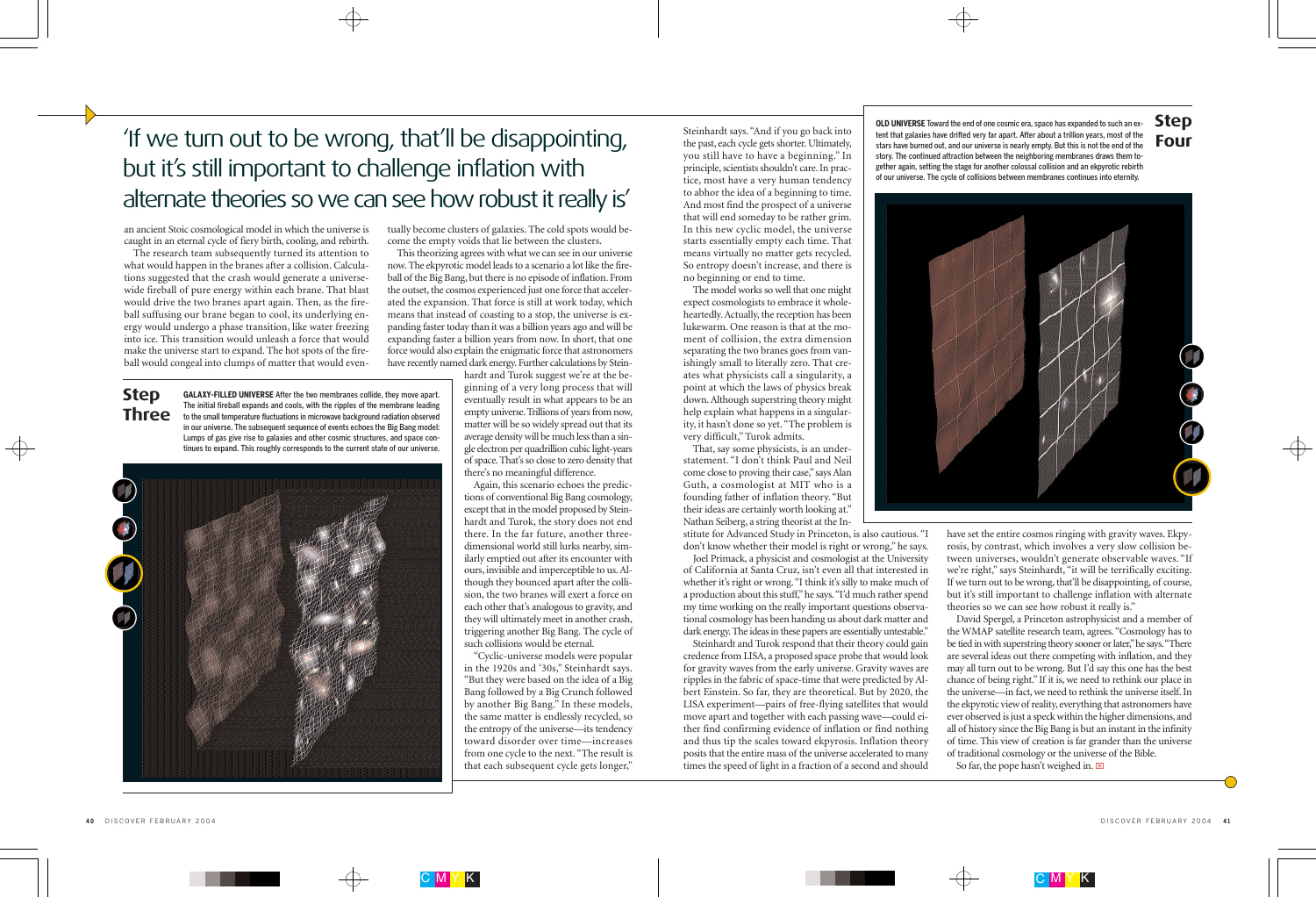# 'If we turn out to be wrong, that'll be disappointing, but it's still important to challenge inflation with alternate theories so we can see how robust it really is'

an ancient Stoic cosmological model in which the universe is caught in an eternal cycle of fiery birth, cooling, and rebirth.

The research team subsequently turned its attention to what would happen in the branes after a collision. Calculations suggested that the crash would generate a universe-wide fireball of pure energy within each brane. That blast would drive the two branes apart again. Then, as the fireball suffusing our brane began to cool, its underlying energy would undergo a phase transition, like water freezing into ice. This transition would unleash a force that would make the universe start to expand. The hot spots of the fireball would congeal into clumps of matter that would eventually become clusters of galaxies. The cold spots would become the empty voids that lie between the clusters.

This theorizing agrees with what we can see in our universe now. The ekpyrotic model leads to a scenario a lot like the fireball of the Big Bang, but there is no episode of inflation. From the outset, the cosmos experienced just one force that accelerated the expansion. That force is still at work today, which means that instead of coasting to a stop, the universe is expanding faster today than it was a billion years ago and will be expanding faster a billion years from now. In short, that one force would also explain the enigmatic force that astronomers have recently named dark energy. Further calculations by Steinhardt and Turok suggest we're at the beginning of a very long process that will eventually result in what appears to be an empty universe. Trillions of years from now, matter will be so widely spread out that its average density will be much less than a single electron per quadrillion cubic light-years of space. That's so close to zero density that there's no meaningful difference.

## Step Three

**GALAXY-FILLED UNIVERSE** After the two membranes collide, they move apart. The initial fireball expands and cools, with the ripples of the membrane leading to the small temperature fluctuations in microwave background radiation observed in our universe. The subsequent sequence of events echoes the Big Bang model: Lumps of gas give rise to galaxies and other cosmic structures, and space continues to expand. This roughly corresponds to the current state of our universe.

Again, this scenario echoes the predictions of conventional Big Bang cosmology, except that in the model proposed by Steinhardt and Turok, the story does not end there. In the far future, another three-dimensional world still lurks nearby, similarly emptied out after its encounter with ours, invisible and imperceptible to us. Although they bounced apart after the collision, the two branes will exert a force on each other that's analogous to gravity, and they will ultimately meet in another crash, triggering another Big Bang. The cycle of such collisions would be eternal.

"Cyclic-universe models were popular in the 1920s and '30s," Steinhardt says. "But they were based on the idea of a Big Bang followed by a Big Crunch followed by another Big Bang." In these models, the same matter is endlessly recycled, so the entropy of the universe—its tendency toward disorder over time—increases from one cycle to the next. "The result is that each subsequent cycle gets longer," Steinhardt says. "And if you go back into the past, each cycle gets shorter. Ultimately, you still have to have a beginning." In principle, scientists shouldn't care. In practice, most have a very human tendency to abhor the idea of a beginning to time. And most find the prospect of a universe that will end someday to be rather grim. In this new cyclic model, the universe starts essentially empty each time. That means virtually no matter gets recycled. So entropy doesn't increase, and there is no beginning or end to time.

The model works so well that one might expect cosmologists to embrace it wholeheartedly. Actually, the reception has been lukewarm. One reason is that at the moment of collision, the extra dimension separating the two branes goes from vanishingly small to literally zero. That creates what physicists call a singularity, a point at which the laws of physics break down. Although superstring theory might help explain what happens in a singularity, it hasn't done so yet. "The problem is very difficult," Turok admits.

That, say some physicists, is an understatement. "I don't think Paul and Neil come close to proving their case," says Alan Guth, a cosmologist at MIT who is a founding father of inflation theory. "But their ideas are certainly worth looking at." Nathan Seiberg, a string theorist at the Institute for Advanced Study in Princeton, is also cautious. "I don't know whether their model is right or wrong," he says.

Joel Primack, a physicist and cosmologist at the University of California at Santa Cruz, isn't even all that interested in whether it's right or wrong. "I think it's silly to make much of a production about this stuff," he says. "I'd much rather spend my time working on the really important questions observational cosmology has been handing us about dark matter and dark energy. The ideas in these papers are essentially untestable."

Steinhardt and Turok respond that their theory could gain credence from LISA, a proposed space probe that would look for gravity waves from the early universe. Gravity waves are ripples in the fabric of space-time that were predicted by Albert Einstein. So far, they are theoretical. But by 2020, the LISA experiment—pairs of free-flying satellites that would move apart and together with each passing wave—could either find confirming evidence of inflation or find nothing and thus tip the scales toward ekpyrosis. Inflation theory posits that the entire mass of the universe accelerated to many times the speed of light in a fraction of a second and should have set the entire cosmos ringing with gravity waves. Ekpyrosis, by contrast, which involves a very slow collision between universes, wouldn't generate observable waves. "If we're right," says Steinhardt, "it will be terrifically exciting. If we turn out to be wrong, that'll be disappointing, of course, but it's still important to challenge inflation with alternate theories so we can see how robust it really is."

David Spergel, a Princeton astrophysicist and a member of the WMAP satellite research team, agrees. "Cosmology has to be tied in with superstring theory sooner or later," he says. "There are several ideas out there competing with inflation, and they may all turn out to be wrong. But I'd say this one has the best chance of being right." If it is, we need to rethink our place in the universe—in fact, we need to rethink the universe itself. In the ekpyrotic view of reality, everything that astronomers have ever observed is just a speck within the higher dimensions, and all of history since the Big Bang is but an instant in the infinity of time. This view of creation is far grander than the universe of traditional cosmology or the universe of the Bible.

So far, the pope hasn't weighed in. ☒

## Step Four

**OLD UNIVERSE** Toward the end of one cosmic era, space has expanded to such an extent that galaxies have drifted very far apart. After about a trillion years, most of the stars have burned out, and our universe is nearly empty. But this is not the end of the story. The continued attraction between the neighboring membranes draws them together again, setting the stage for another colossal collision and an ekpyrotic rebirth of our universe. The cycle of collisions between membranes continues into eternity.